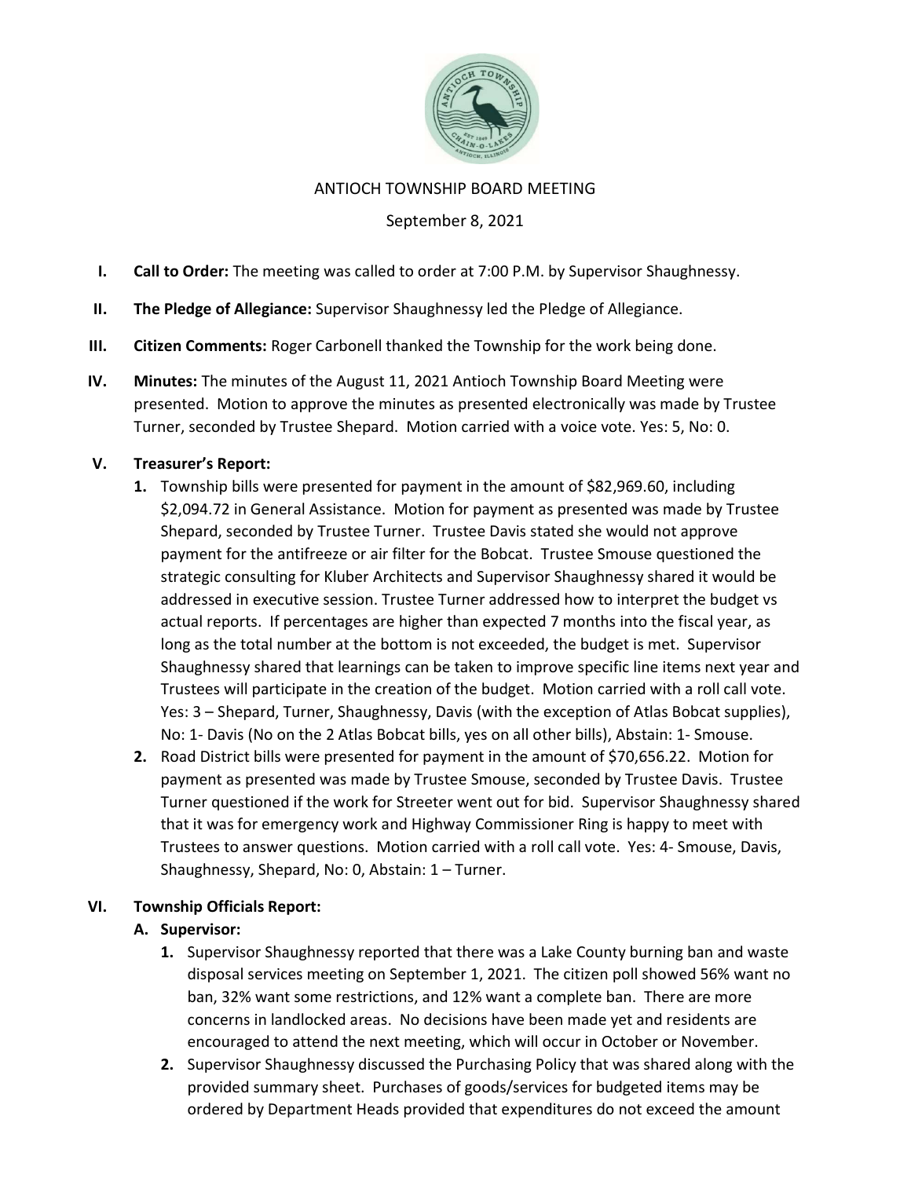# ANTIOCH TOWNSHIP BOARD MEETING

September 8, 2021

**I. Call to Order:** The meeting was called to order at 7:00 P.M. by Supervisor Shaughnessy.

**II. The Pledge of Allegiance:** Supervisor Shaughnessy led the Pledge of Allegiance.

**III. Citizen Comments:** Roger Carbonell thanked the Township for the work being done.

**IV. Minutes:** The minutes of the August 11, 2021 Antioch Township Board Meeting were presented. Motion to approve the minutes as presented electronically was made by Trustee Turner, seconded by Trustee Shepard. Motion carried with a voice vote. Yes: 5, No: 0.

**V. Treasurer's Report:**

1. Township bills were presented for payment in the amount of $82,969.60, including $2,094.72 in General Assistance. Motion for payment as presented was made by Trustee Shepard, seconded by Trustee Turner. Trustee Davis stated she would not approve payment for the antifreeze or air filter for the Bobcat. Trustee Smouse questioned the strategic consulting for Kluber Architects and Supervisor Shaughnessy shared it would be addressed in executive session. Trustee Turner addressed how to interpret the budget vs actual reports. If percentages are higher than expected 7 months into the fiscal year, as long as the total number at the bottom is not exceeded, the budget is met. Supervisor Shaughnessy shared that learnings can be taken to improve specific line items next year and Trustees will participate in the creation of the budget. Motion carried with a roll call vote. Yes: 3 – Shepard, Turner, Shaughnessy, Davis (with the exception of Atlas Bobcat supplies), No: 1- Davis (No on the 2 Atlas Bobcat bills, yes on all other bills), Abstain: 1- Smouse.
2. Road District bills were presented for payment in the amount of $70,656.22. Motion for payment as presented was made by Trustee Smouse, seconded by Trustee Davis. Trustee Turner questioned if the work for Streeter went out for bid. Supervisor Shaughnessy shared that it was for emergency work and Highway Commissioner Ring is happy to meet with Trustees to answer questions. Motion carried with a roll call vote. Yes: 4- Smouse, Davis, Shaughnessy, Shepard, No: 0, Abstain: 1 – Turner.

**VI. Township Officials Report:**

**A. Supervisor:**

1. Supervisor Shaughnessy reported that there was a Lake County burning ban and waste disposal services meeting on September 1, 2021. The citizen poll showed 56% want no ban, 32% want some restrictions, and 12% want a complete ban. There are more concerns in landlocked areas. No decisions have been made yet and residents are encouraged to attend the next meeting, which will occur in October or November.
2. Supervisor Shaughnessy discussed the Purchasing Policy that was shared along with the provided summary sheet. Purchases of goods/services for budgeted items may be ordered by Department Heads provided that expenditures do not exceed the amount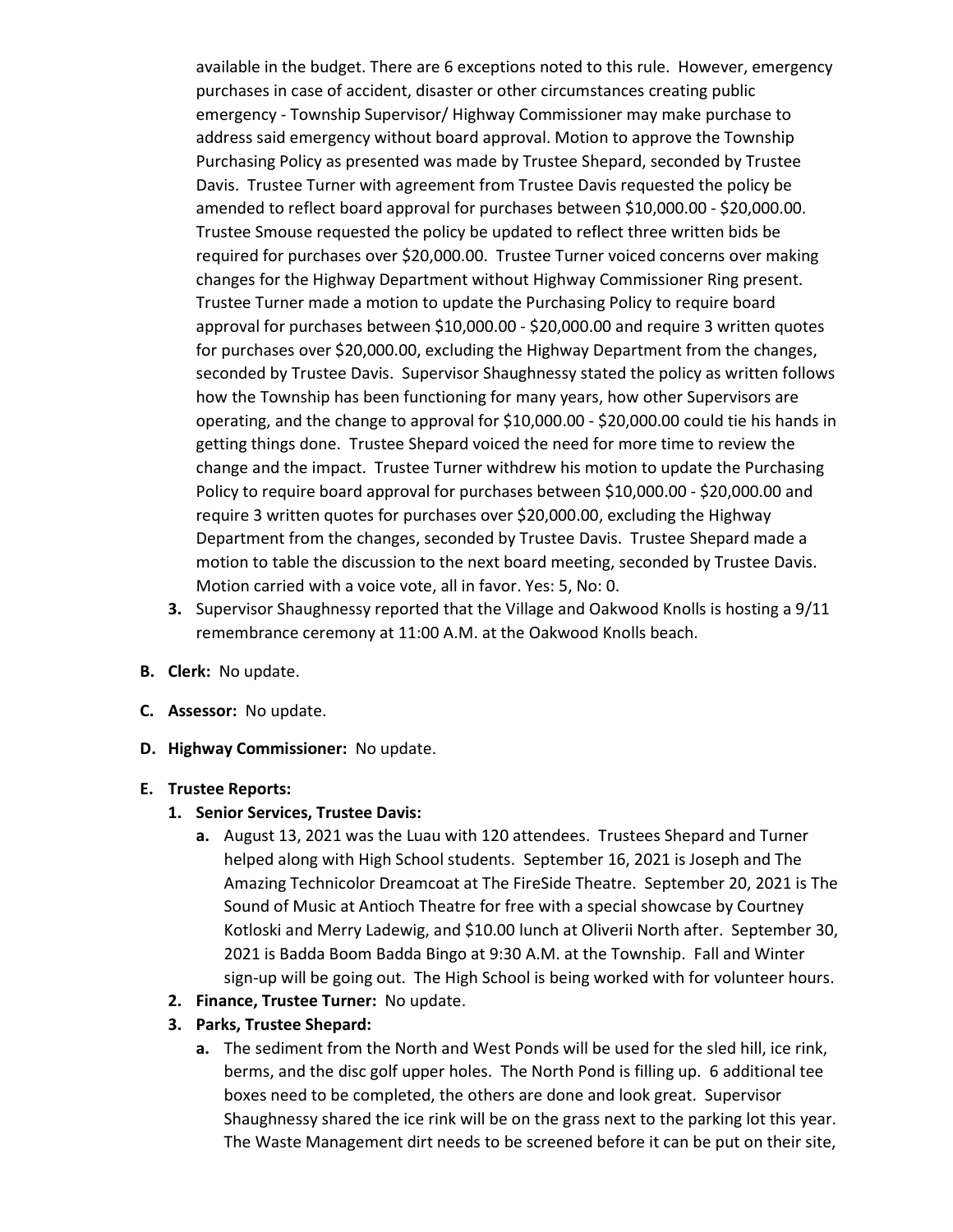available in the budget. There are 6 exceptions noted to this rule. However, emergency purchases in case of accident, disaster or other circumstances creating public emergency - Township Supervisor/ Highway Commissioner may make purchase to address said emergency without board approval. Motion to approve the Township Purchasing Policy as presented was made by Trustee Shepard, seconded by Trustee Davis. Trustee Turner with agreement from Trustee Davis requested the policy be amended to reflect board approval for purchases between $10,000.00 - $20,000.00. Trustee Smouse requested the policy be updated to reflect three written bids be required for purchases over $20,000.00. Trustee Turner voiced concerns over making changes for the Highway Department without Highway Commissioner Ring present. Trustee Turner made a motion to update the Purchasing Policy to require board approval for purchases between $10,000.00 - $20,000.00 and require 3 written quotes for purchases over $20,000.00, excluding the Highway Department from the changes, seconded by Trustee Davis. Supervisor Shaughnessy stated the policy as written follows how the Township has been functioning for many years, how other Supervisors are operating, and the change to approval for $10,000.00 - $20,000.00 could tie his hands in getting things done. Trustee Shepard voiced the need for more time to review the change and the impact. Trustee Turner withdrew his motion to update the Purchasing Policy to require board approval for purchases between $10,000.00 - $20,000.00 and require 3 written quotes for purchases over $20,000.00, excluding the Highway Department from the changes, seconded by Trustee Davis. Trustee Shepard made a motion to table the discussion to the next board meeting, seconded by Trustee Davis. Motion carried with a voice vote, all in favor. Yes: 5, No: 0.

3. Supervisor Shaughnessy reported that the Village and Oakwood Knolls is hosting a 9/11 remembrance ceremony at 11:00 A.M. at the Oakwood Knolls beach.

**B. Clerk:** No update.

**C. Assessor:** No update.

**D. Highway Commissioner:** No update.

**E. Trustee Reports:**

1. **Senior Services, Trustee Davis:**
   a. August 13, 2021 was the Luau with 120 attendees. Trustees Shepard and Turner helped along with High School students. September 16, 2021 is Joseph and The Amazing Technicolor Dreamcoat at The FireSide Theatre. September 20, 2021 is The Sound of Music at Antioch Theatre for free with a special showcase by Courtney Kotloski and Merry Ladewig, and $10.00 lunch at Oliverii North after. September 30, 2021 is Badda Boom Badda Bingo at 9:30 A.M. at the Township. Fall and Winter sign-up will be going out. The High School is being worked with for volunteer hours.
2. **Finance, Trustee Turner:** No update.
3. **Parks, Trustee Shepard:**
   a. The sediment from the North and West Ponds will be used for the sled hill, ice rink, berms, and the disc golf upper holes. The North Pond is filling up. 6 additional tee boxes need to be completed, the others are done and look great. Supervisor Shaughnessy shared the ice rink will be on the grass next to the parking lot this year. The Waste Management dirt needs to be screened before it can be put on their site,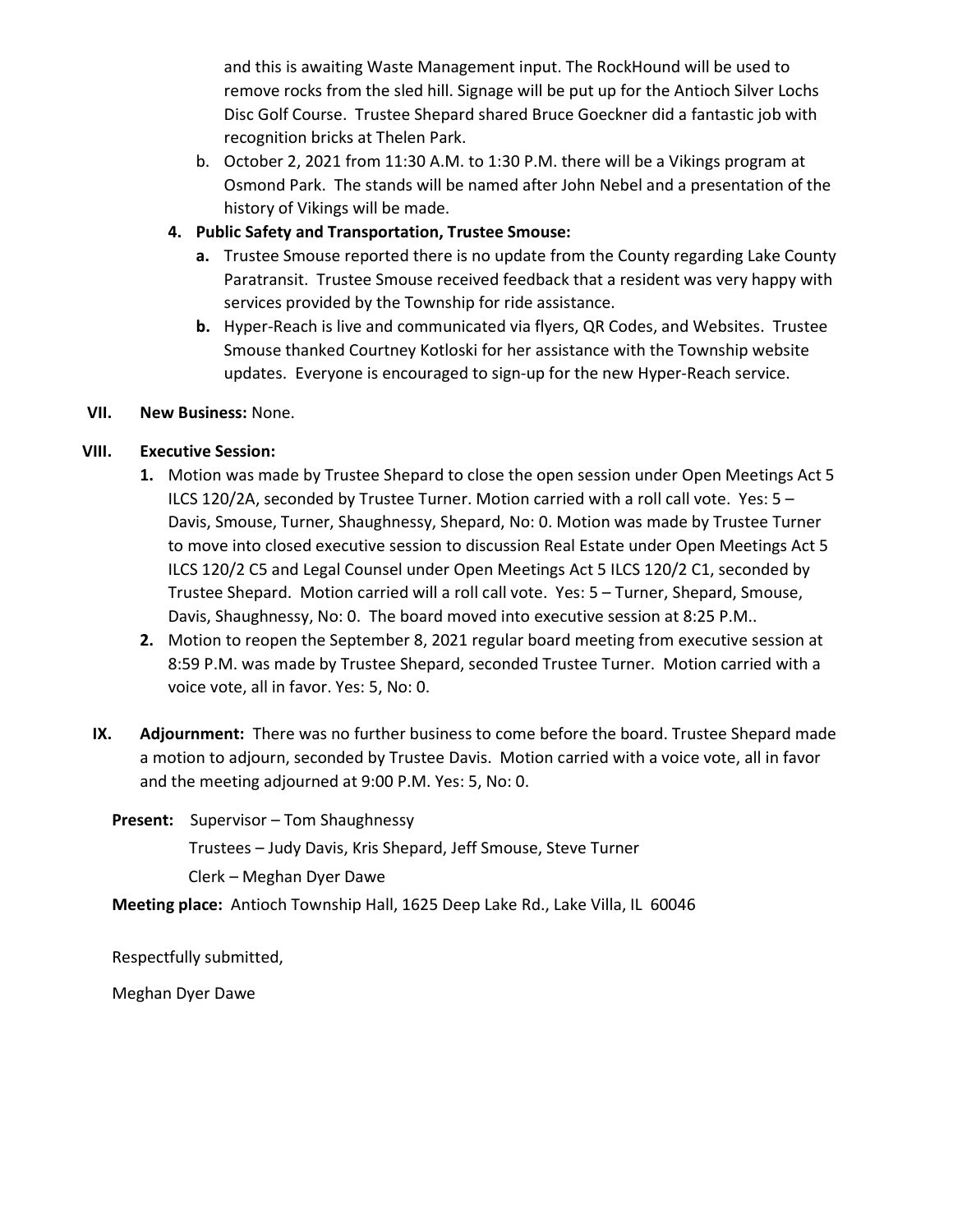and this is awaiting Waste Management input. The RockHound will be used to remove rocks from the sled hill. Signage will be put up for the Antioch Silver Lochs Disc Golf Course. Trustee Shepard shared Bruce Goeckner did a fantastic job with recognition bricks at Thelen Park.

b. October 2, 2021 from 11:30 A.M. to 1:30 P.M. there will be a Vikings program at Osmond Park. The stands will be named after John Nebel and a presentation of the history of Vikings will be made.

**4. Public Safety and Transportation, Trustee Smouse:**

**a.** Trustee Smouse reported there is no update from the County regarding Lake County Paratransit. Trustee Smouse received feedback that a resident was very happy with services provided by the Township for ride assistance.

**b.** Hyper-Reach is live and communicated via flyers, QR Codes, and Websites. Trustee Smouse thanked Courtney Kotloski for her assistance with the Township website updates. Everyone is encouraged to sign-up for the new Hyper-Reach service.

**VII. New Business:** None.

**VIII. Executive Session:**

**1.** Motion was made by Trustee Shepard to close the open session under Open Meetings Act 5 ILCS 120/2A, seconded by Trustee Turner. Motion carried with a roll call vote. Yes: 5 – Davis, Smouse, Turner, Shaughnessy, Shepard, No: 0. Motion was made by Trustee Turner to move into closed executive session to discussion Real Estate under Open Meetings Act 5 ILCS 120/2 C5 and Legal Counsel under Open Meetings Act 5 ILCS 120/2 C1, seconded by Trustee Shepard. Motion carried will a roll call vote. Yes: 5 – Turner, Shepard, Smouse, Davis, Shaughnessy, No: 0. The board moved into executive session at 8:25 P.M..

**2.** Motion to reopen the September 8, 2021 regular board meeting from executive session at 8:59 P.M. was made by Trustee Shepard, seconded Trustee Turner. Motion carried with a voice vote, all in favor. Yes: 5, No: 0.

**IX. Adjournment:** There was no further business to come before the board. Trustee Shepard made a motion to adjourn, seconded by Trustee Davis. Motion carried with a voice vote, all in favor and the meeting adjourned at 9:00 P.M. Yes: 5, No: 0.

**Present:** Supervisor – Tom Shaughnessy
Trustees – Judy Davis, Kris Shepard, Jeff Smouse, Steve Turner
Clerk – Meghan Dyer Dawe

**Meeting place:** Antioch Township Hall, 1625 Deep Lake Rd., Lake Villa, IL 60046

Respectfully submitted,

Meghan Dyer Dawe